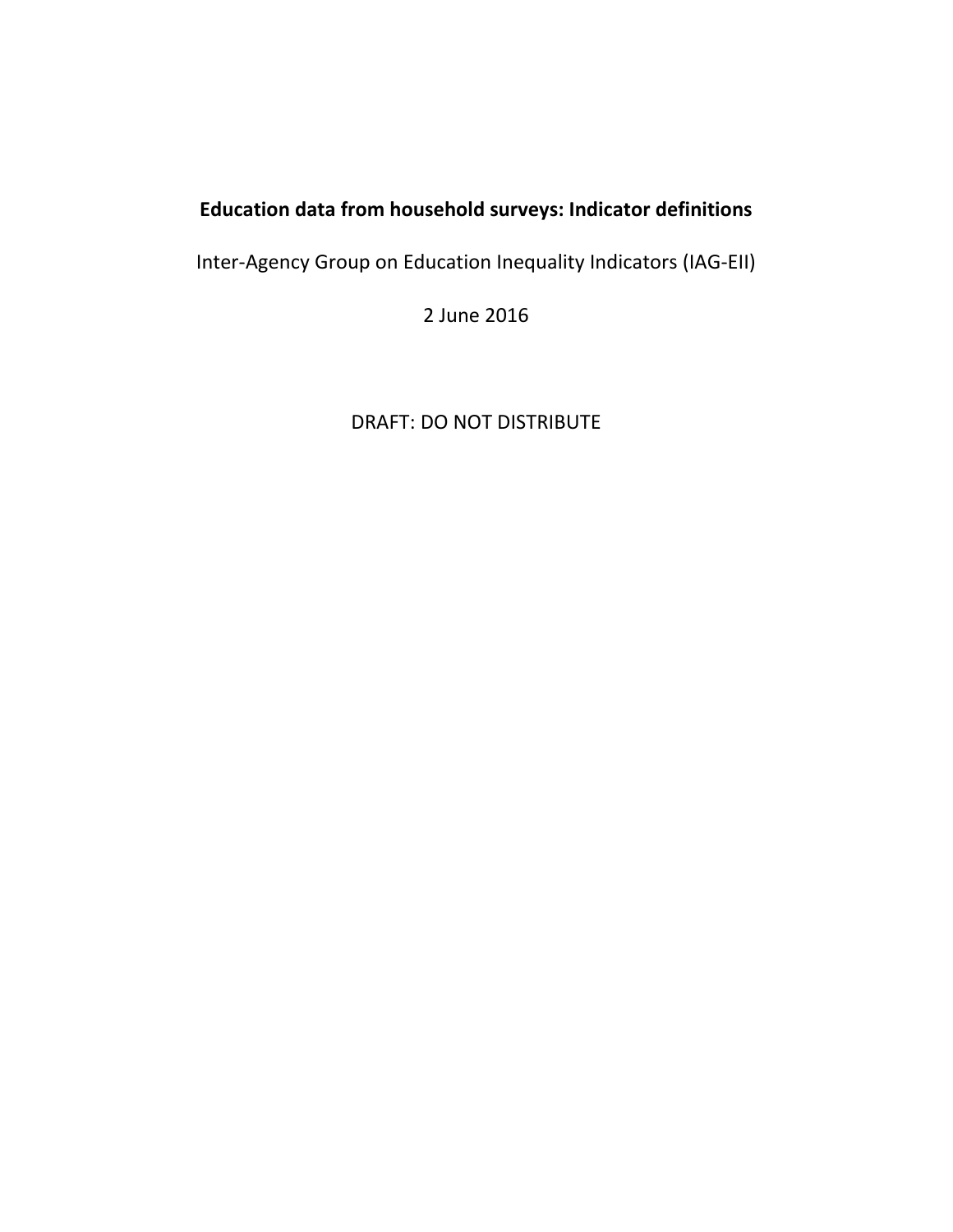# Education data from household surveys: Indicator definitions

Inter-Agency Group on Education Inequality Indicators (IAG-EII)

2 June 2016

DRAFT: DO NOT DISTRIBUTE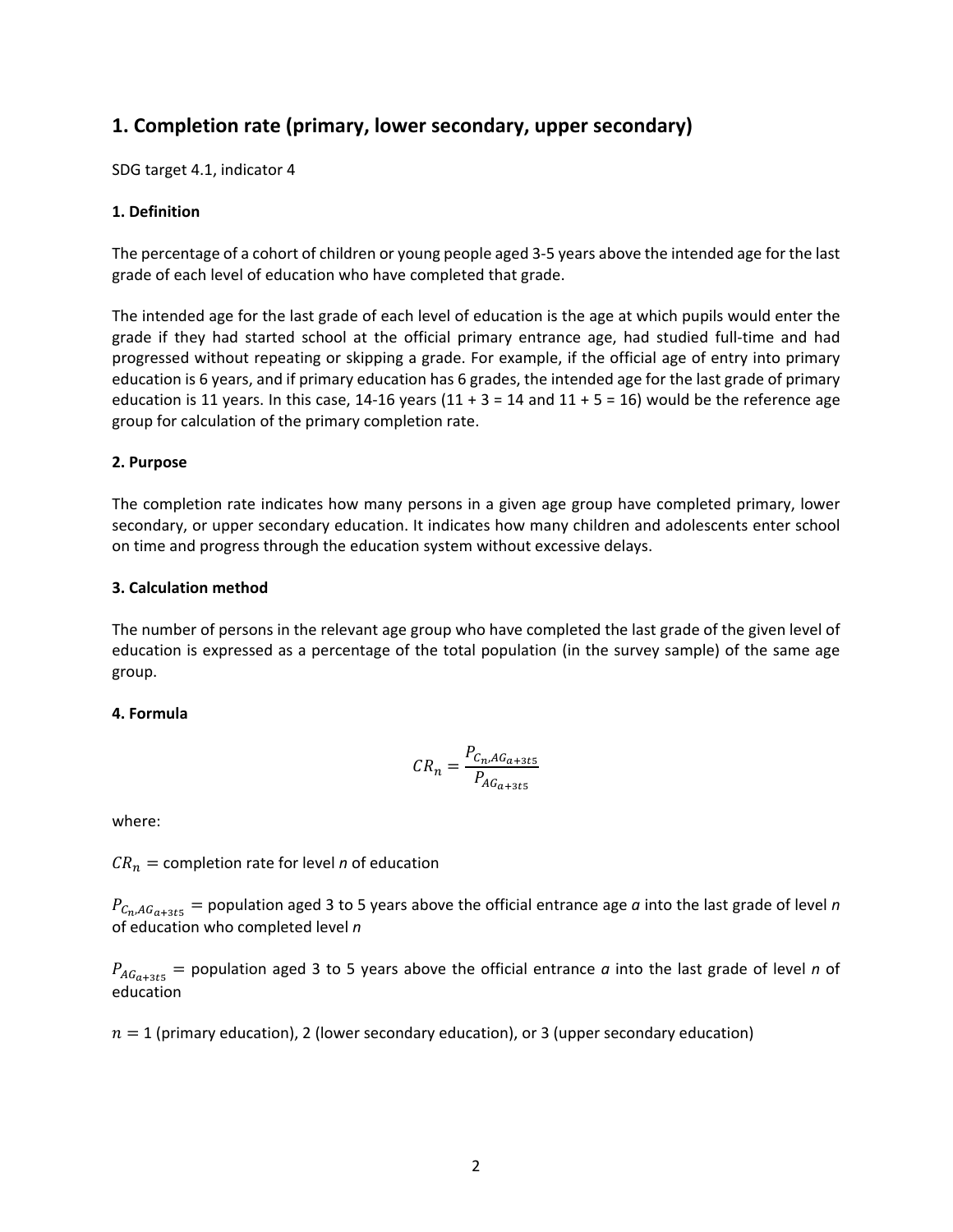## 1. Completion rate (primary, lower secondary, upper secondary)

SDG target 4.1, indicator 4

### 1. Definition

The percentage of a cohort of children or young people aged 3-5 years above the intended age for the last grade of each level of education who have completed that grade.

The intended age for the last grade of each level of education is the age at which pupils would enter the grade if they had started school at the official primary entrance age, had studied full-time and had progressed without repeating or skipping a grade. For example, if the official age of entry into primary education is 6 years, and if primary education has 6 grades, the intended age for the last grade of primary education is 11 years. In this case, 14-16 years (11 + 3 = 14 and 11 + 5 = 16) would be the reference age group for calculation of the primary completion rate.

### 2. Purpose

The completion rate indicates how many persons in a given age group have completed primary, lower secondary, or upper secondary education. It indicates how many children and adolescents enter school on time and progress through the education system without excessive delays.

### 3. Calculation method

The number of persons in the relevant age group who have completed the last grade of the given level of education is expressed as a percentage of the total population (in the survey sample) of the same age group.

### 4. Formula

$$CR_n = \frac{P_{C_n, AG_{a+3t5}}}{P_{AG_{a+3t5}}}$$

where:

$CR_n$ = completion rate for level *n* of education

$P_{C_n, AG_{a+3t5}}$ = population aged 3 to 5 years above the official entrance age *a* into the last grade of level *n* of education who completed level *n*

$P_{AG_{a+3t5}}$ = population aged 3 to 5 years above the official entrance *a* into the last grade of level *n* of education

$n$ = 1 (primary education), 2 (lower secondary education), or 3 (upper secondary education)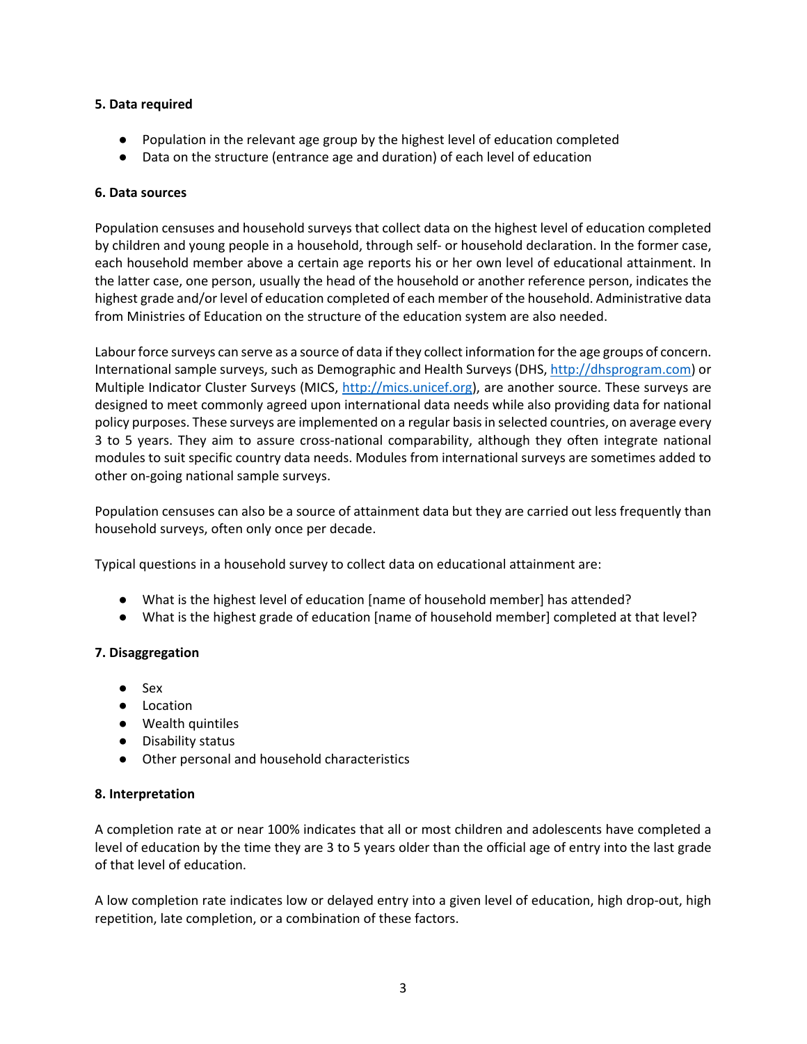**5. Data required**

- Population in the relevant age group by the highest level of education completed
- Data on the structure (entrance age and duration) of each level of education

**6. Data sources**

Population censuses and household surveys that collect data on the highest level of education completed by children and young people in a household, through self- or household declaration. In the former case, each household member above a certain age reports his or her own level of educational attainment. In the latter case, one person, usually the head of the household or another reference person, indicates the highest grade and/or level of education completed of each member of the household. Administrative data from Ministries of Education on the structure of the education system are also needed.

Labour force surveys can serve as a source of data if they collect information for the age groups of concern. International sample surveys, such as Demographic and Health Surveys (DHS, http://dhsprogram.com) or Multiple Indicator Cluster Surveys (MICS, http://mics.unicef.org), are another source. These surveys are designed to meet commonly agreed upon international data needs while also providing data for national policy purposes. These surveys are implemented on a regular basis in selected countries, on average every 3 to 5 years. They aim to assure cross-national comparability, although they often integrate national modules to suit specific country data needs. Modules from international surveys are sometimes added to other on-going national sample surveys.

Population censuses can also be a source of attainment data but they are carried out less frequently than household surveys, often only once per decade.

Typical questions in a household survey to collect data on educational attainment are:

- What is the highest level of education [name of household member] has attended?
- What is the highest grade of education [name of household member] completed at that level?

**7. Disaggregation**

- Sex
- Location
- Wealth quintiles
- Disability status
- Other personal and household characteristics

**8. Interpretation**

A completion rate at or near 100% indicates that all or most children and adolescents have completed a level of education by the time they are 3 to 5 years older than the official age of entry into the last grade of that level of education.

A low completion rate indicates low or delayed entry into a given level of education, high drop-out, high repetition, late completion, or a combination of these factors.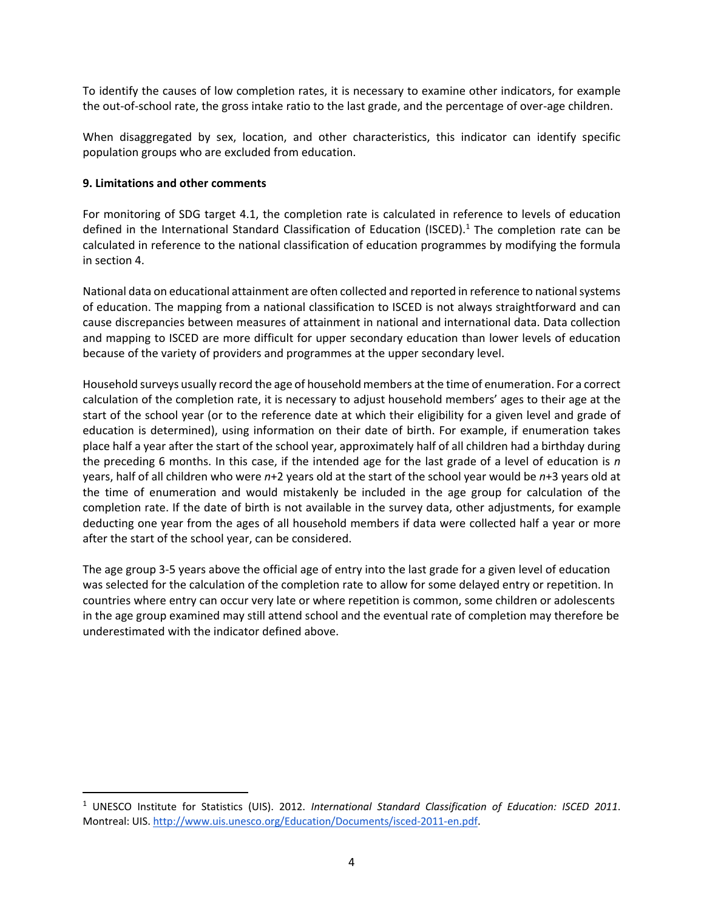To identify the causes of low completion rates, it is necessary to examine other indicators, for example the out-of-school rate, the gross intake ratio to the last grade, and the percentage of over-age children.

When disaggregated by sex, location, and other characteristics, this indicator can identify specific population groups who are excluded from education.

**9. Limitations and other comments**

For monitoring of SDG target 4.1, the completion rate is calculated in reference to levels of education defined in the International Standard Classification of Education (ISCED).[1] The completion rate can be calculated in reference to the national classification of education programmes by modifying the formula in section 4.

National data on educational attainment are often collected and reported in reference to national systems of education. The mapping from a national classification to ISCED is not always straightforward and can cause discrepancies between measures of attainment in national and international data. Data collection and mapping to ISCED are more difficult for upper secondary education than lower levels of education because of the variety of providers and programmes at the upper secondary level.

Household surveys usually record the age of household members at the time of enumeration. For a correct calculation of the completion rate, it is necessary to adjust household members' ages to their age at the start of the school year (or to the reference date at which their eligibility for a given level and grade of education is determined), using information on their date of birth. For example, if enumeration takes place half a year after the start of the school year, approximately half of all children had a birthday during the preceding 6 months. In this case, if the intended age for the last grade of a level of education is $n$ years, half of all children who were $n$+2 years old at the start of the school year would be $n$+3 years old at the time of enumeration and would mistakenly be included in the age group for calculation of the completion rate. If the date of birth is not available in the survey data, other adjustments, for example deducting one year from the ages of all household members if data were collected half a year or more after the start of the school year, can be considered.

The age group 3-5 years above the official age of entry into the last grade for a given level of education was selected for the calculation of the completion rate to allow for some delayed entry or repetition. In countries where entry can occur very late or where repetition is common, some children or adolescents in the age group examined may still attend school and the eventual rate of completion may therefore be underestimated with the indicator defined above.

---

[1] UNESCO Institute for Statistics (UIS). 2012. *International Standard Classification of Education: ISCED 2011*. Montreal: UIS. http://www.uis.unesco.org/Education/Documents/isced-2011-en.pdf.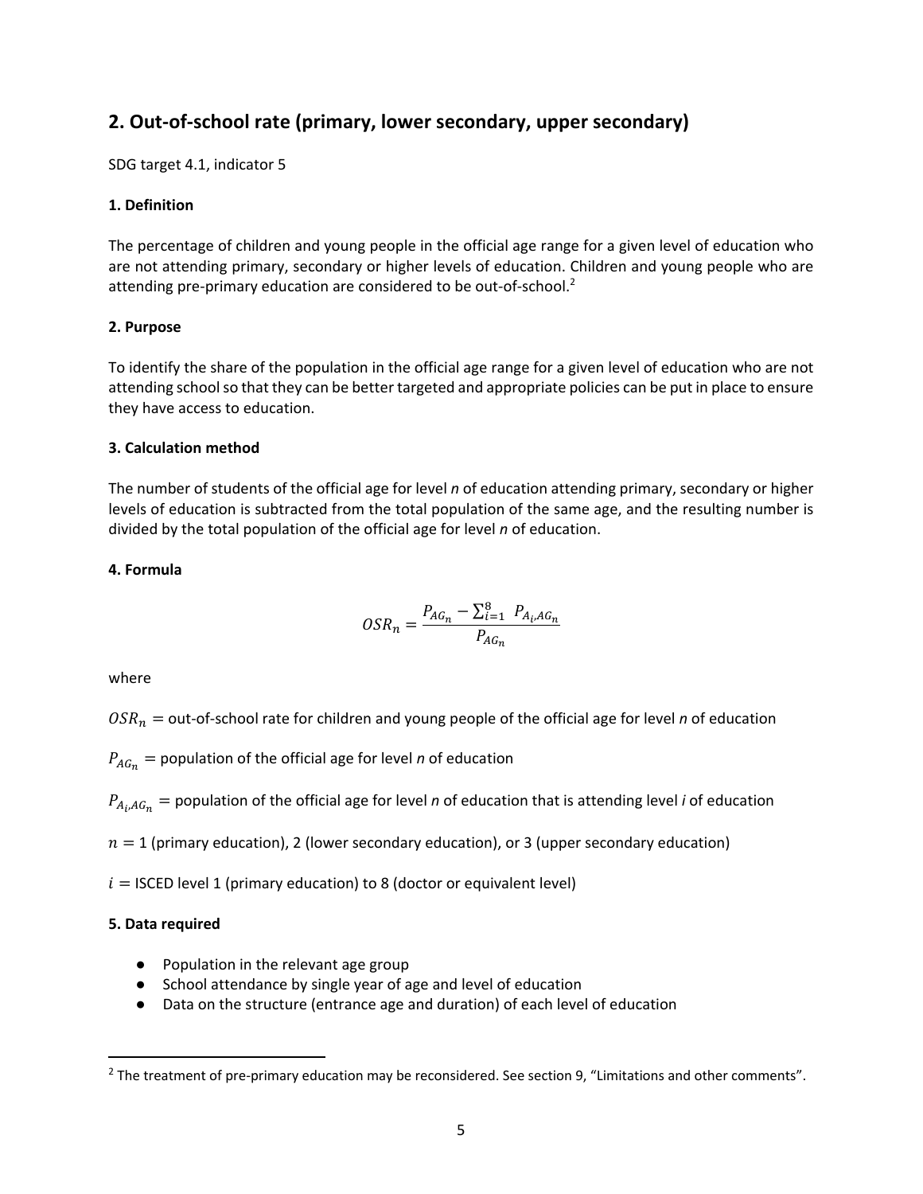## 2. Out-of-school rate (primary, lower secondary, upper secondary)

SDG target 4.1, indicator 5

### 1. Definition

The percentage of children and young people in the official age range for a given level of education who are not attending primary, secondary or higher levels of education. Children and young people who are attending pre-primary education are considered to be out-of-school.[2]

### 2. Purpose

To identify the share of the population in the official age range for a given level of education who are not attending school so that they can be better targeted and appropriate policies can be put in place to ensure they have access to education.

### 3. Calculation method

The number of students of the official age for level *n* of education attending primary, secondary or higher levels of education is subtracted from the total population of the same age, and the resulting number is divided by the total population of the official age for level *n* of education.

### 4. Formula

$$OSR_n = \frac{P_{AG_n} - \sum_{i=1}^{8} P_{A_i,AG_n}}{P_{AG_n}}$$

where

$OSR_n$ = out-of-school rate for children and young people of the official age for level *n* of education

$P_{AG_n}$ = population of the official age for level *n* of education

$P_{A_i,AG_n}$ = population of the official age for level *n* of education that is attending level *i* of education

$n$ = 1 (primary education), 2 (lower secondary education), or 3 (upper secondary education)

$i$ = ISCED level 1 (primary education) to 8 (doctor or equivalent level)

### 5. Data required

- Population in the relevant age group
- School attendance by single year of age and level of education
- Data on the structure (entrance age and duration) of each level of education

[2] The treatment of pre-primary education may be reconsidered. See section 9, "Limitations and other comments".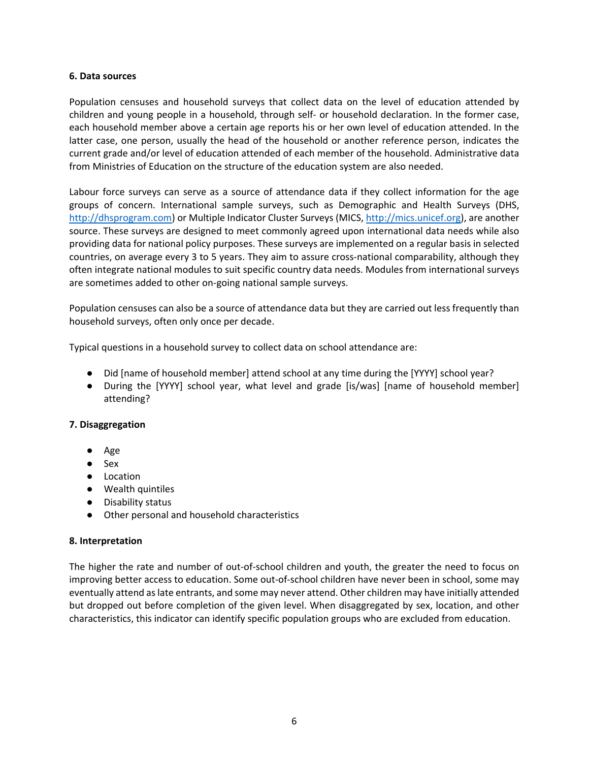**6. Data sources**

Population censuses and household surveys that collect data on the level of education attended by children and young people in a household, through self- or household declaration. In the former case, each household member above a certain age reports his or her own level of education attended. In the latter case, one person, usually the head of the household or another reference person, indicates the current grade and/or level of education attended of each member of the household. Administrative data from Ministries of Education on the structure of the education system are also needed.

Labour force surveys can serve as a source of attendance data if they collect information for the age groups of concern. International sample surveys, such as Demographic and Health Surveys (DHS, [http://dhsprogram.com](http://dhsprogram.com)) or Multiple Indicator Cluster Surveys (MICS, [http://mics.unicef.org](http://mics.unicef.org)), are another source. These surveys are designed to meet commonly agreed upon international data needs while also providing data for national policy purposes. These surveys are implemented on a regular basis in selected countries, on average every 3 to 5 years. They aim to assure cross-national comparability, although they often integrate national modules to suit specific country data needs. Modules from international surveys are sometimes added to other on-going national sample surveys.

Population censuses can also be a source of attendance data but they are carried out less frequently than household surveys, often only once per decade.

Typical questions in a household survey to collect data on school attendance are:

- Did [name of household member] attend school at any time during the [YYYY] school year?
- During the [YYYY] school year, what level and grade [is/was] [name of household member] attending?

**7. Disaggregation**

- Age
- Sex
- Location
- Wealth quintiles
- Disability status
- Other personal and household characteristics

**8. Interpretation**

The higher the rate and number of out-of-school children and youth, the greater the need to focus on improving better access to education. Some out-of-school children have never been in school, some may eventually attend as late entrants, and some may never attend. Other children may have initially attended but dropped out before completion of the given level. When disaggregated by sex, location, and other characteristics, this indicator can identify specific population groups who are excluded from education.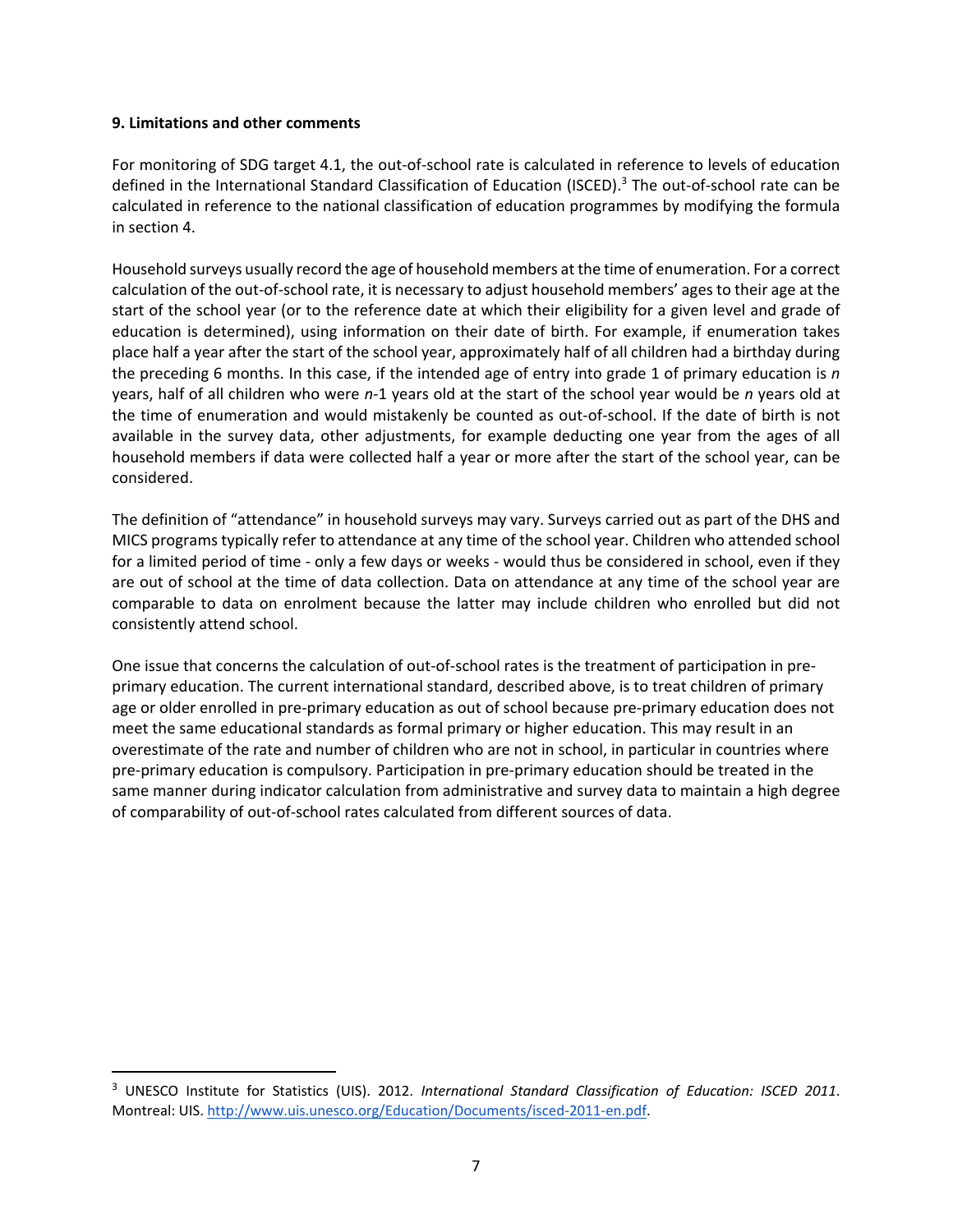**9. Limitations and other comments**

For monitoring of SDG target 4.1, the out-of-school rate is calculated in reference to levels of education defined in the International Standard Classification of Education (ISCED).[3] The out-of-school rate can be calculated in reference to the national classification of education programmes by modifying the formula in section 4.

Household surveys usually record the age of household members at the time of enumeration. For a correct calculation of the out-of-school rate, it is necessary to adjust household members' ages to their age at the start of the school year (or to the reference date at which their eligibility for a given level and grade of education is determined), using information on their date of birth. For example, if enumeration takes place half a year after the start of the school year, approximately half of all children had a birthday during the preceding 6 months. In this case, if the intended age of entry into grade 1 of primary education is $n$ years, half of all children who were $n$-1 years old at the start of the school year would be $n$ years old at the time of enumeration and would mistakenly be counted as out-of-school. If the date of birth is not available in the survey data, other adjustments, for example deducting one year from the ages of all household members if data were collected half a year or more after the start of the school year, can be considered.

The definition of "attendance" in household surveys may vary. Surveys carried out as part of the DHS and MICS programs typically refer to attendance at any time of the school year. Children who attended school for a limited period of time - only a few days or weeks - would thus be considered in school, even if they are out of school at the time of data collection. Data on attendance at any time of the school year are comparable to data on enrolment because the latter may include children who enrolled but did not consistently attend school.

One issue that concerns the calculation of out-of-school rates is the treatment of participation in pre-primary education. The current international standard, described above, is to treat children of primary age or older enrolled in pre-primary education as out of school because pre-primary education does not meet the same educational standards as formal primary or higher education. This may result in an overestimate of the rate and number of children who are not in school, in particular in countries where pre-primary education is compulsory. Participation in pre-primary education should be treated in the same manner during indicator calculation from administrative and survey data to maintain a high degree of comparability of out-of-school rates calculated from different sources of data.

---

[3] UNESCO Institute for Statistics (UIS). 2012. *International Standard Classification of Education: ISCED 2011*. Montreal: UIS. http://www.uis.unesco.org/Education/Documents/isced-2011-en.pdf.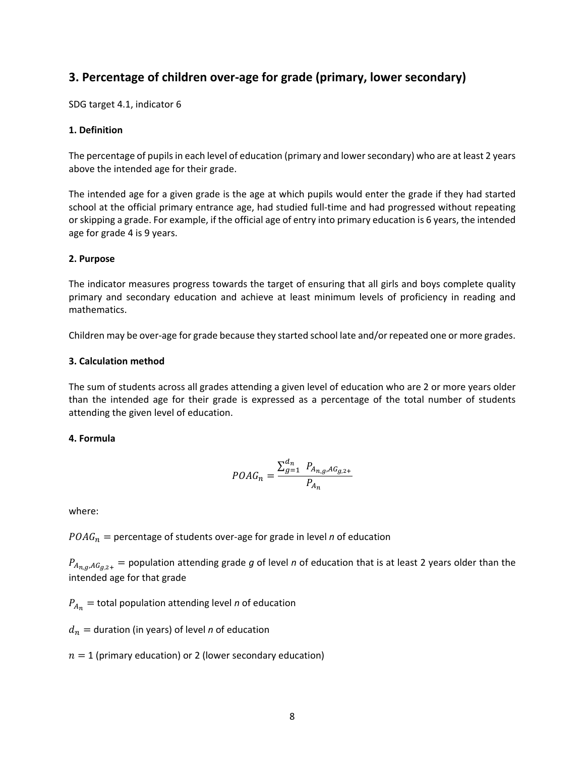## 3. Percentage of children over-age for grade (primary, lower secondary)

SDG target 4.1, indicator 6

### 1. Definition

The percentage of pupils in each level of education (primary and lower secondary) who are at least 2 years above the intended age for their grade.

The intended age for a given grade is the age at which pupils would enter the grade if they had started school at the official primary entrance age, had studied full-time and had progressed without repeating or skipping a grade. For example, if the official age of entry into primary education is 6 years, the intended age for grade 4 is 9 years.

### 2. Purpose

The indicator measures progress towards the target of ensuring that all girls and boys complete quality primary and secondary education and achieve at least minimum levels of proficiency in reading and mathematics.

Children may be over-age for grade because they started school late and/or repeated one or more grades.

### 3. Calculation method

The sum of students across all grades attending a given level of education who are 2 or more years older than the intended age for their grade is expressed as a percentage of the total number of students attending the given level of education.

### 4. Formula

$$POAG_n = \frac{\sum_{g=1}^{d_n} P_{A_{n,g},AG_{g,2+}}}{P_{A_n}}$$

where:

$POAG_n$ = percentage of students over-age for grade in level *n* of education

$P_{A_{n,g},AG_{g,2+}}$ = population attending grade *g* of level *n* of education that is at least 2 years older than the intended age for that grade

$P_{A_n}$ = total population attending level *n* of education

$d_n$ = duration (in years) of level *n* of education

$n$ = 1 (primary education) or 2 (lower secondary education)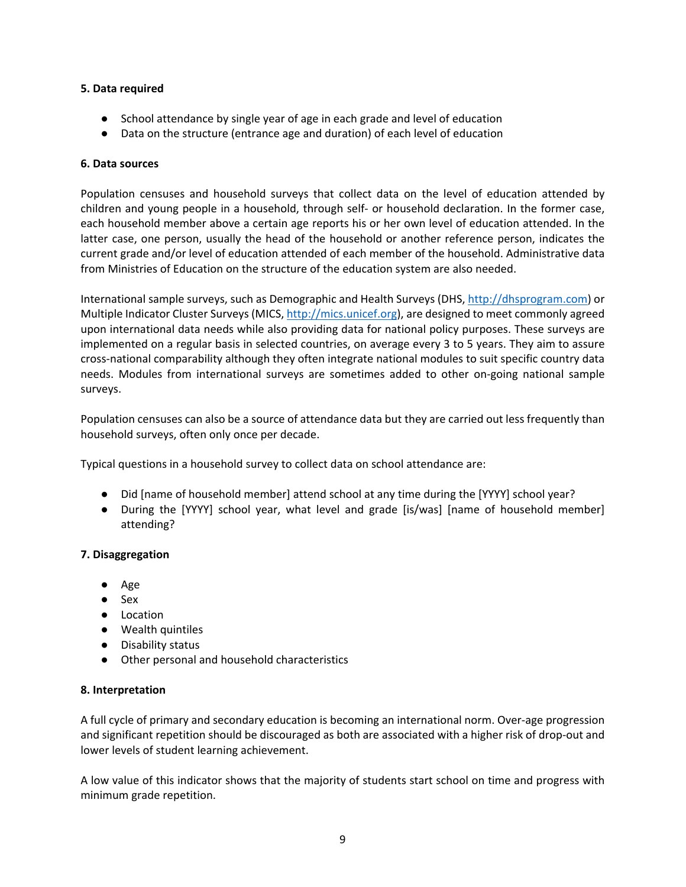**5. Data required**

- School attendance by single year of age in each grade and level of education
- Data on the structure (entrance age and duration) of each level of education

**6. Data sources**

Population censuses and household surveys that collect data on the level of education attended by children and young people in a household, through self- or household declaration. In the former case, each household member above a certain age reports his or her own level of education attended. In the latter case, one person, usually the head of the household or another reference person, indicates the current grade and/or level of education attended of each member of the household. Administrative data from Ministries of Education on the structure of the education system are also needed.

International sample surveys, such as Demographic and Health Surveys (DHS, http://dhsprogram.com) or Multiple Indicator Cluster Surveys (MICS, http://mics.unicef.org), are designed to meet commonly agreed upon international data needs while also providing data for national policy purposes. These surveys are implemented on a regular basis in selected countries, on average every 3 to 5 years. They aim to assure cross-national comparability although they often integrate national modules to suit specific country data needs. Modules from international surveys are sometimes added to other on-going national sample surveys.

Population censuses can also be a source of attendance data but they are carried out less frequently than household surveys, often only once per decade.

Typical questions in a household survey to collect data on school attendance are:

- Did [name of household member] attend school at any time during the [YYYY] school year?
- During the [YYYY] school year, what level and grade [is/was] [name of household member] attending?

**7. Disaggregation**

- Age
- Sex
- Location
- Wealth quintiles
- Disability status
- Other personal and household characteristics

**8. Interpretation**

A full cycle of primary and secondary education is becoming an international norm. Over-age progression and significant repetition should be discouraged as both are associated with a higher risk of drop-out and lower levels of student learning achievement.

A low value of this indicator shows that the majority of students start school on time and progress with minimum grade repetition.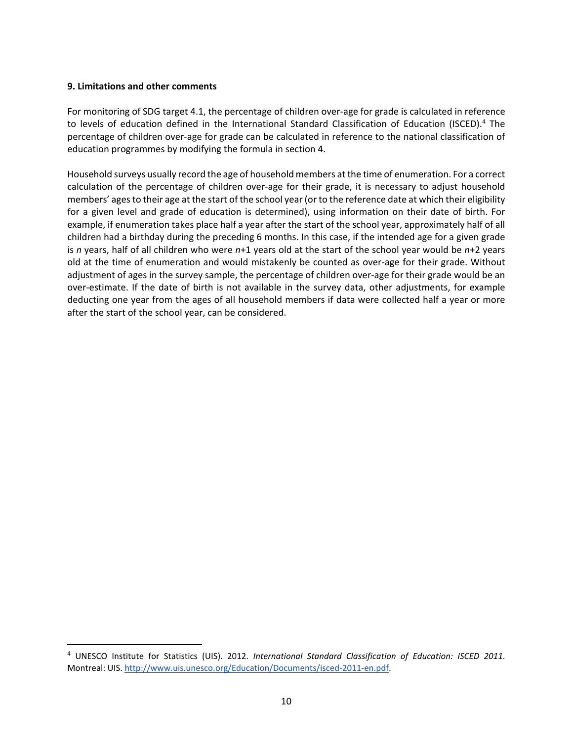**9. Limitations and other comments**

For monitoring of SDG target 4.1, the percentage of children over-age for grade is calculated in reference to levels of education defined in the International Standard Classification of Education (ISCED).[4] The percentage of children over-age for grade can be calculated in reference to the national classification of education programmes by modifying the formula in section 4.

Household surveys usually record the age of household members at the time of enumeration. For a correct calculation of the percentage of children over-age for their grade, it is necessary to adjust household members' ages to their age at the start of the school year (or to the reference date at which their eligibility for a given level and grade of education is determined), using information on their date of birth. For example, if enumeration takes place half a year after the start of the school year, approximately half of all children had a birthday during the preceding 6 months. In this case, if the intended age for a given grade is $n$ years, half of all children who were $n$+1 years old at the start of the school year would be $n$+2 years old at the time of enumeration and would mistakenly be counted as over-age for their grade. Without adjustment of ages in the survey sample, the percentage of children over-age for their grade would be an over-estimate. If the date of birth is not available in the survey data, other adjustments, for example deducting one year from the ages of all household members if data were collected half a year or more after the start of the school year, can be considered.

---

[4] UNESCO Institute for Statistics (UIS). 2012. *International Standard Classification of Education: ISCED 2011*. Montreal: UIS. http://www.uis.unesco.org/Education/Documents/isced-2011-en.pdf.